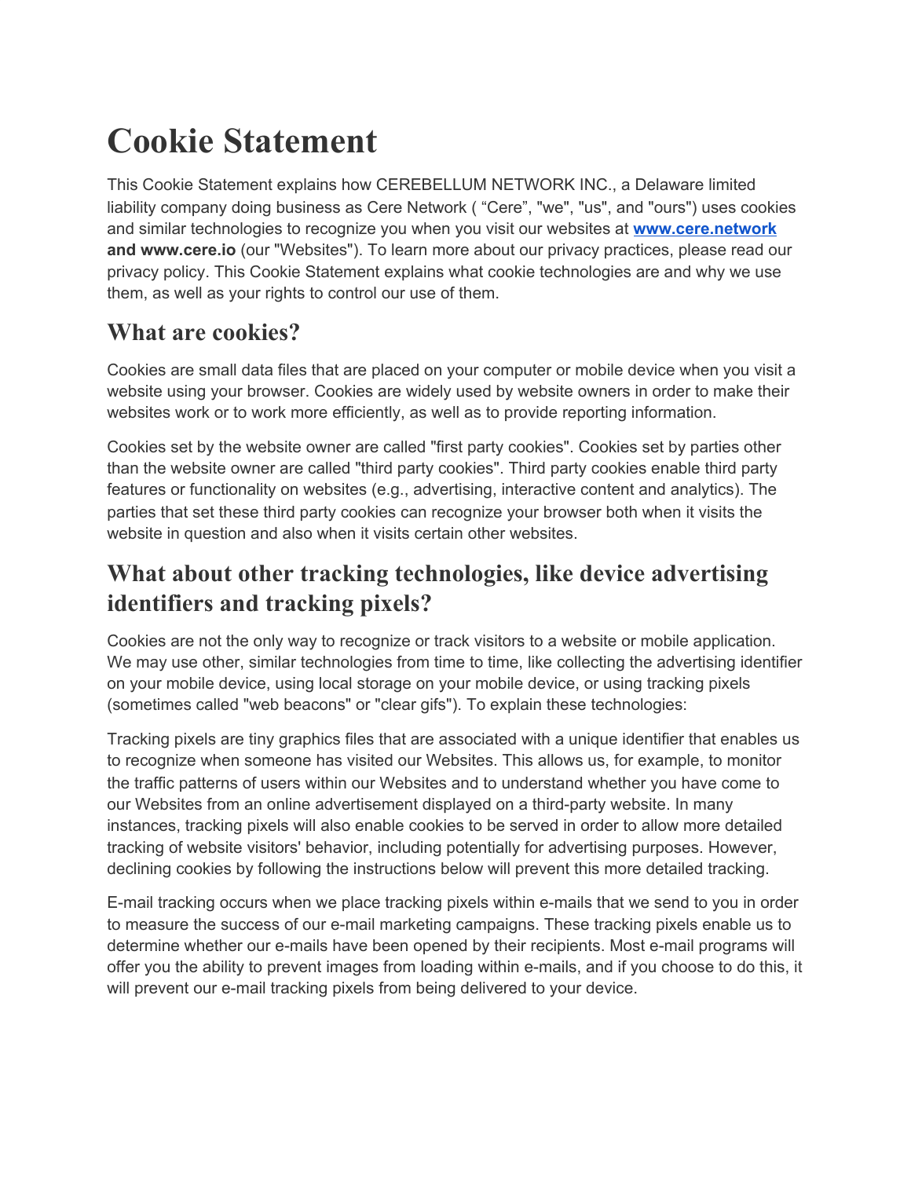# Cookie Statement

This Cookie Statement explains how CEREBELLUM NETWORK INC., a Delaware limited liability company doing business as Cere Network ( “Cere”, "we", "us", and "ours") uses cookies and similar technologies to recognize you when you visit our websites at **www.cere.network and www.cere.io** (our "Websites"). To learn more about our privacy practices, please read our privacy policy. This Cookie Statement explains what cookie technologies are and why we use them, as well as your rights to control our use of them.

## What are cookies?

Cookies are small data files that are placed on your computer or mobile device when you visit a website using your browser. Cookies are widely used by website owners in order to make their websites work or to work more efficiently, as well as to provide reporting information.

Cookies set by the website owner are called "first party cookies". Cookies set by parties other than the website owner are called "third party cookies". Third party cookies enable third party features or functionality on websites (e.g., advertising, interactive content and analytics). The parties that set these third party cookies can recognize your browser both when it visits the website in question and also when it visits certain other websites.

## What about other tracking technologies, like device advertising identifiers and tracking pixels?

Cookies are not the only way to recognize or track visitors to a website or mobile application. We may use other, similar technologies from time to time, like collecting the advertising identifier on your mobile device, using local storage on your mobile device, or using tracking pixels (sometimes called "web beacons" or "clear gifs"). To explain these technologies:

Tracking pixels are tiny graphics files that are associated with a unique identifier that enables us to recognize when someone has visited our Websites. This allows us, for example, to monitor the traffic patterns of users within our Websites and to understand whether you have come to our Websites from an online advertisement displayed on a third-party website. In many instances, tracking pixels will also enable cookies to be served in order to allow more detailed tracking of website visitors' behavior, including potentially for advertising purposes. However, declining cookies by following the instructions below will prevent this more detailed tracking.

E-mail tracking occurs when we place tracking pixels within e-mails that we send to you in order to measure the success of our e-mail marketing campaigns. These tracking pixels enable us to determine whether our e-mails have been opened by their recipients. Most e-mail programs will offer you the ability to prevent images from loading within e-mails, and if you choose to do this, it will prevent our e-mail tracking pixels from being delivered to your device.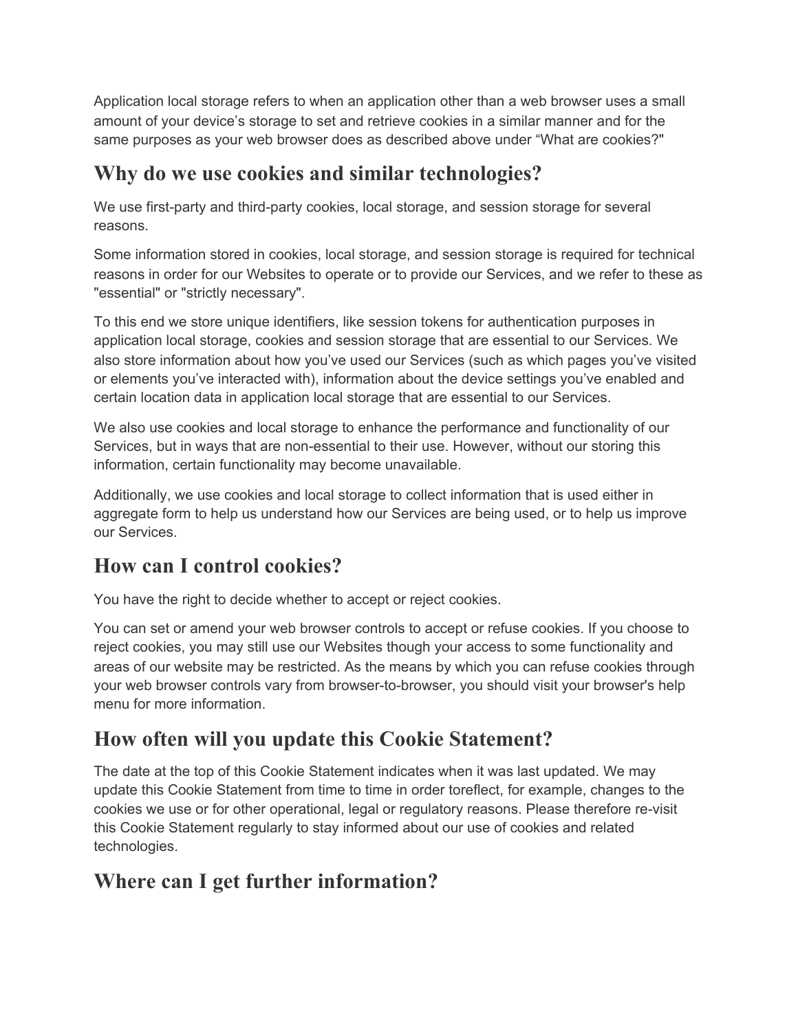Application local storage refers to when an application other than a web browser uses a small amount of your device's storage to set and retrieve cookies in a similar manner and for the same purposes as your web browser does as described above under "What are cookies?"

## Why do we use cookies and similar technologies?

We use first-party and third-party cookies, local storage, and session storage for several reasons.

Some information stored in cookies, local storage, and session storage is required for technical reasons in order for our Websites to operate or to provide our Services, and we refer to these as "essential" or "strictly necessary".

To this end we store unique identifiers, like session tokens for authentication purposes in application local storage, cookies and session storage that are essential to our Services. We also store information about how you've used our Services (such as which pages you've visited or elements you've interacted with), information about the device settings you've enabled and certain location data in application local storage that are essential to our Services.

We also use cookies and local storage to enhance the performance and functionality of our Services, but in ways that are non-essential to their use. However, without our storing this information, certain functionality may become unavailable.

Additionally, we use cookies and local storage to collect information that is used either in aggregate form to help us understand how our Services are being used, or to help us improve our Services.

## How can I control cookies?

You have the right to decide whether to accept or reject cookies.

You can set or amend your web browser controls to accept or refuse cookies. If you choose to reject cookies, you may still use our Websites though your access to some functionality and areas of our website may be restricted. As the means by which you can refuse cookies through your web browser controls vary from browser-to-browser, you should visit your browser's help menu for more information.

## How often will you update this Cookie Statement?

The date at the top of this Cookie Statement indicates when it was last updated. We may update this Cookie Statement from time to time in order toreflect, for example, changes to the cookies we use or for other operational, legal or regulatory reasons. Please therefore re-visit this Cookie Statement regularly to stay informed about our use of cookies and related technologies.

## Where can I get further information?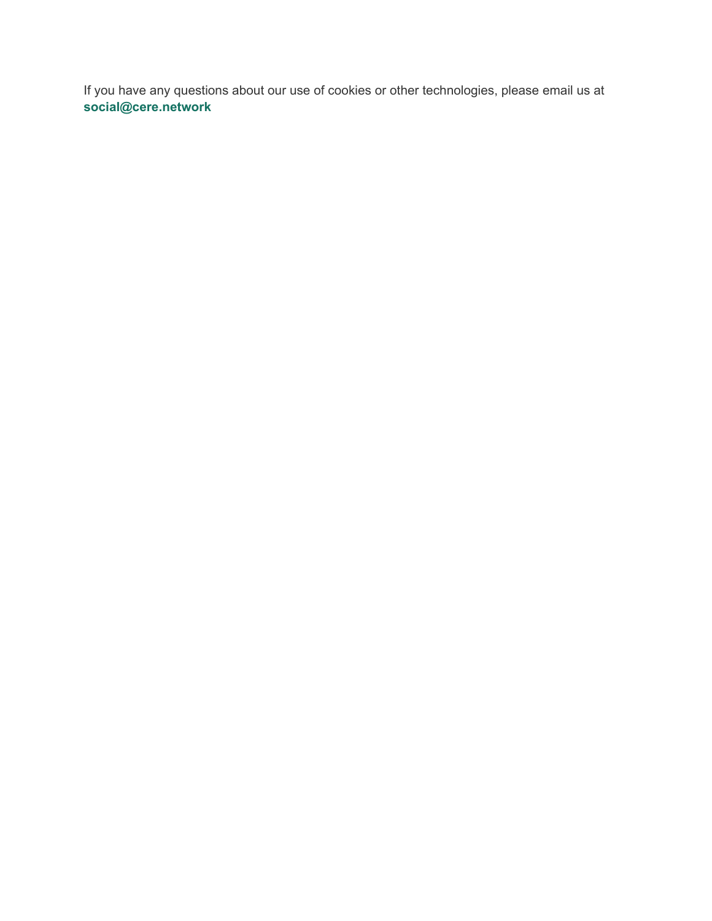If you have any questions about our use of cookies or other technologies, please email us at **social@cere.network**